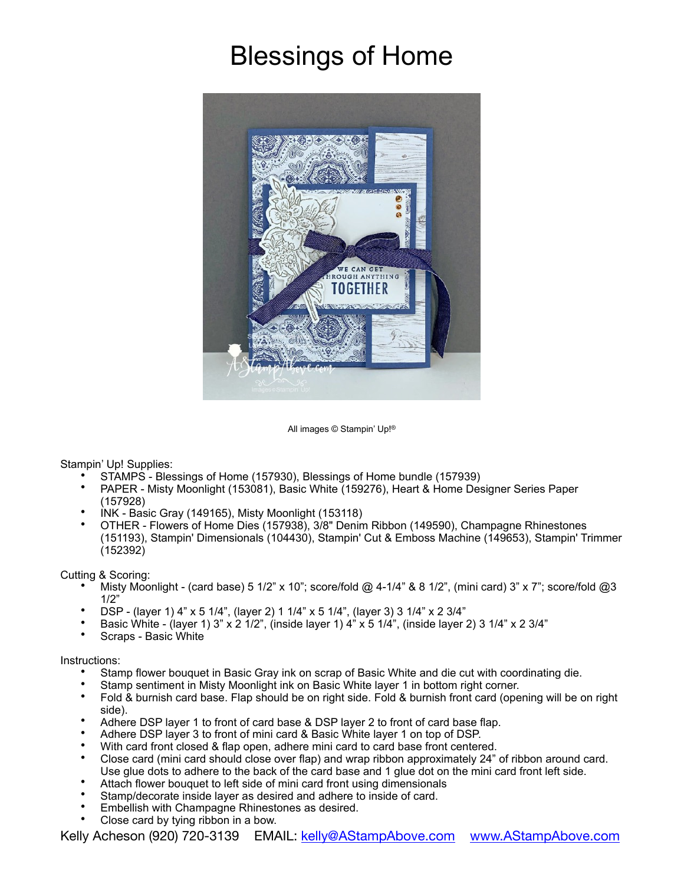# Blessings of Home

All images © Stampin' Up!®

Stampin' Up! Supplies:

- STAMPS - Blessings of Home (157930), Blessings of Home bundle (157939)
- PAPER - Misty Moonlight (153081), Basic White (159276), Heart & Home Designer Series Paper (157928)
- INK - Basic Gray (149165), Misty Moonlight (153118)
- OTHER - Flowers of Home Dies (157938), 3/8" Denim Ribbon (149590), Champagne Rhinestones (151193), Stampin' Dimensionals (104430), Stampin' Cut & Emboss Machine (149653), Stampin' Trimmer (152392)

Cutting & Scoring:

- Misty Moonlight - (card base) 5 1/2" x 10"; score/fold @ 4-1/4" & 8 1/2", (mini card) 3" x 7"; score/fold @3 1/2"
- DSP - (layer 1) 4" x 5 1/4", (layer 2) 1 1/4" x 5 1/4", (layer 3) 3 1/4" x 2 3/4"
- Basic White - (layer 1) 3" x 2 1/2", (inside layer 1) 4" x 5 1/4", (inside layer 2) 3 1/4" x 2 3/4"
- Scraps - Basic White

Instructions:

- Stamp flower bouquet in Basic Gray ink on scrap of Basic White and die cut with coordinating die.
- Stamp sentiment in Misty Moonlight ink on Basic White layer 1 in bottom right corner.
- Fold & burnish card base. Flap should be on right side. Fold & burnish front card (opening will be on right side).
- Adhere DSP layer 1 to front of card base & DSP layer 2 to front of card base flap.
- Adhere DSP layer 3 to front of mini card & Basic White layer 1 on top of DSP.
- With card front closed & flap open, adhere mini card to card base front centered.
- Close card (mini card should close over flap) and wrap ribbon approximately 24" of ribbon around card. Use glue dots to adhere to the back of the card base and 1 glue dot on the mini card front left side.
- Attach flower bouquet to left side of mini card front using dimensionals
- Stamp/decorate inside layer as desired and adhere to inside of card.
- Embellish with Champagne Rhinestones as desired.
- Close card by tying ribbon in a bow.

Kelly Acheson (920) 720-3139 EMAIL: kelly@AStampAbove.com www.AStampAbove.com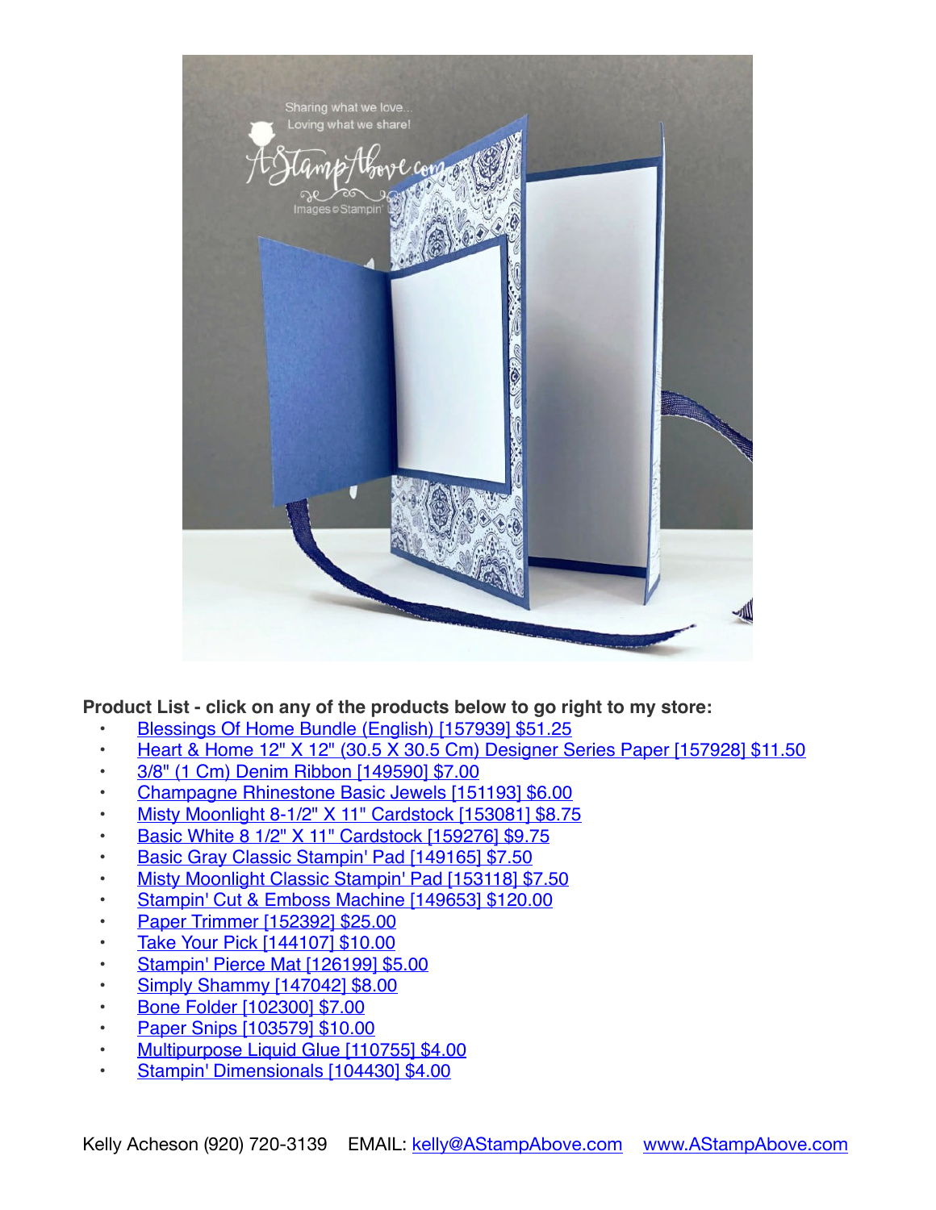**Product List - click on any of the products below to go right to my store:**

- Blessings Of Home Bundle (English) [157939] $51.25
- Heart & Home 12" X 12" (30.5 X 30.5 Cm) Designer Series Paper [157928] $11.50
- 3/8" (1 Cm) Denim Ribbon [149590] $7.00
- Champagne Rhinestone Basic Jewels [151193] $6.00
- Misty Moonlight 8-1/2" X 11" Cardstock [153081] $8.75
- Basic White 8 1/2" X 11" Cardstock [159276] $9.75
- Basic Gray Classic Stampin' Pad [149165] $7.50
- Misty Moonlight Classic Stampin' Pad [153118] $7.50
- Stampin' Cut & Emboss Machine [149653] $120.00
- Paper Trimmer [152392] $25.00
- Take Your Pick [144107] $10.00
- Stampin' Pierce Mat [126199] $5.00
- Simply Shammy [147042] $8.00
- Bone Folder [102300] $7.00
- Paper Snips [103579] $10.00
- Multipurpose Liquid Glue [110755] $4.00
- Stampin' Dimensionals [104430] $4.00

Kelly Acheson (920) 720-3139 EMAIL: kelly@AStampAbove.com www.AStampAbove.com